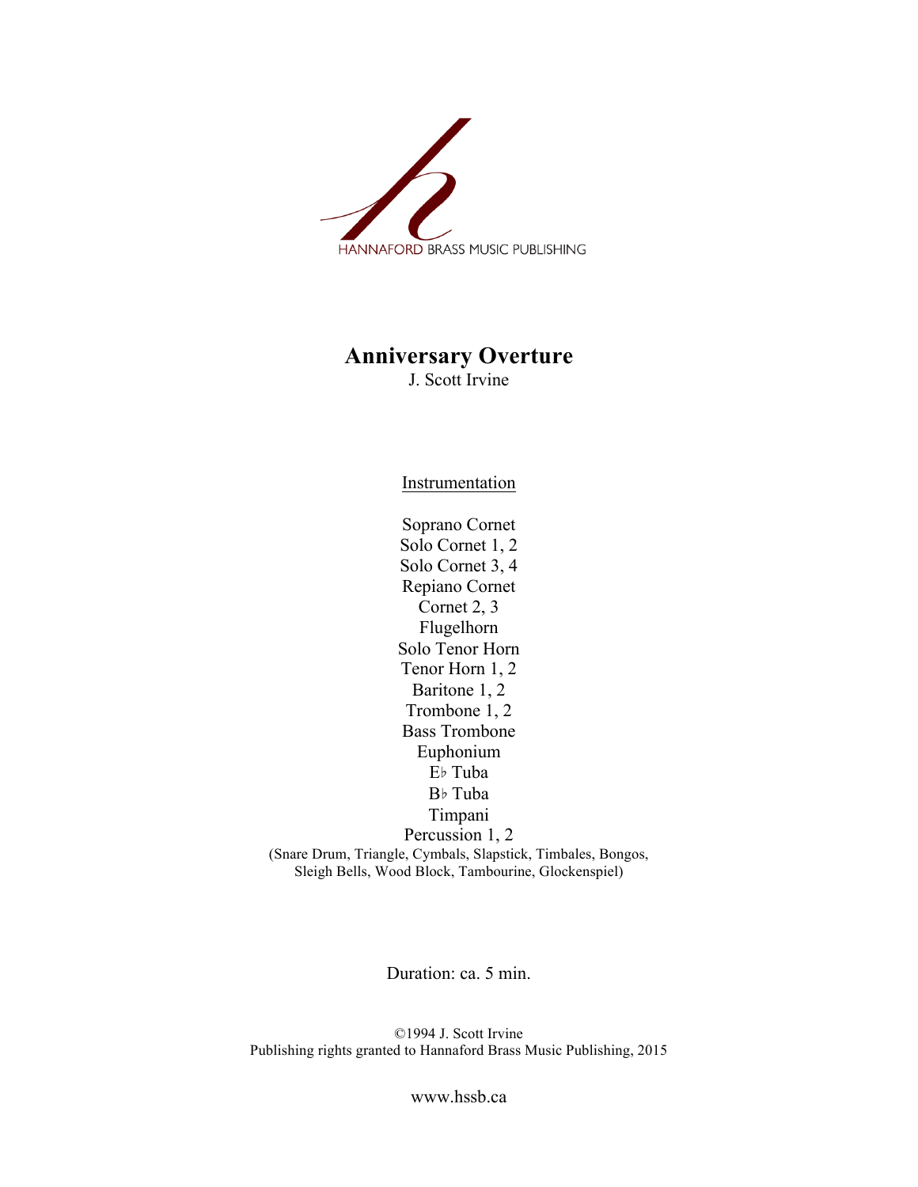HANNAFORD BRASS MUSIC PUBLISHING

# Anniversary Overture

J. Scott Irvine

Instrumentation

Soprano Cornet
Solo Cornet 1, 2
Solo Cornet 3, 4
Repiano Cornet
Cornet 2, 3
Flugelhorn
Solo Tenor Horn
Tenor Horn 1, 2
Baritone 1, 2
Trombone 1, 2
Bass Trombone
Euphonium
E♭ Tuba
B♭ Tuba
Timpani
Percussion 1, 2
(Snare Drum, Triangle, Cymbals, Slapstick, Timbales, Bongos, Sleigh Bells, Wood Block, Tambourine, Glockenspiel)

Duration: ca. 5 min.

©1994 J. Scott Irvine
Publishing rights granted to Hannaford Brass Music Publishing, 2015

www.hssb.ca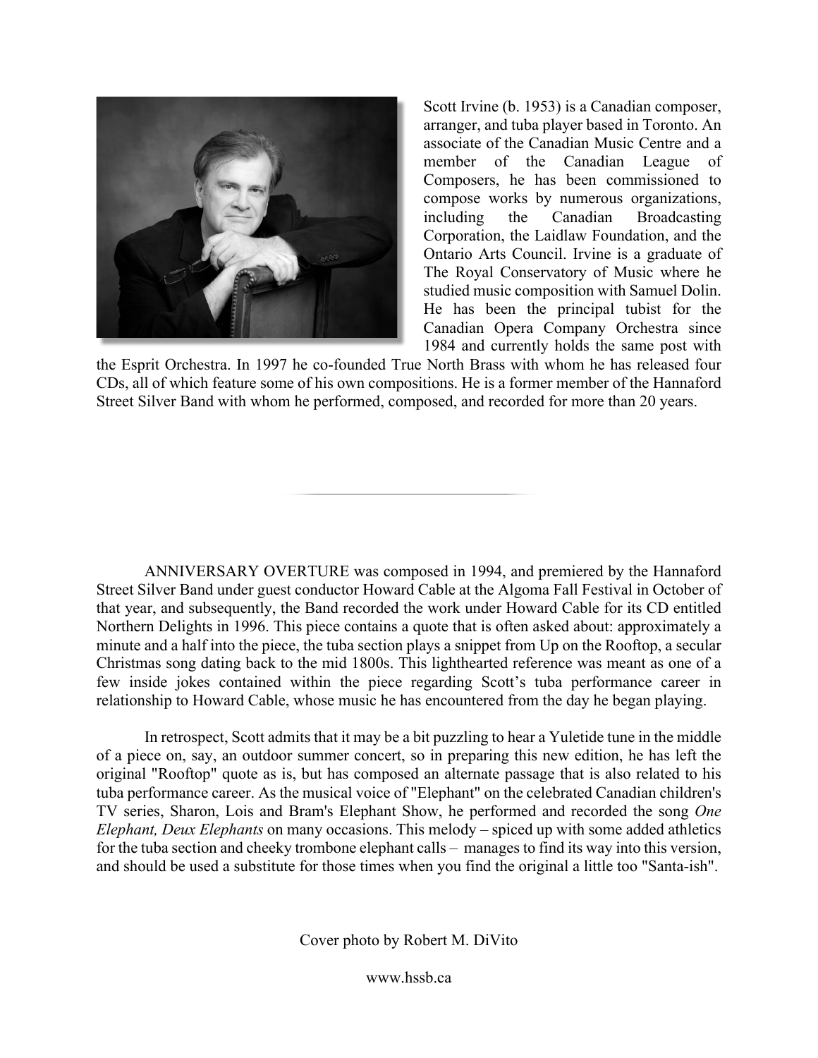Scott Irvine (b. 1953) is a Canadian composer, arranger, and tuba player based in Toronto. An associate of the Canadian Music Centre and a member of the Canadian League of Composers, he has been commissioned to compose works by numerous organizations, including the Canadian Broadcasting Corporation, the Laidlaw Foundation, and the Ontario Arts Council. Irvine is a graduate of The Royal Conservatory of Music where he studied music composition with Samuel Dolin. He has been the principal tubist for the Canadian Opera Company Orchestra since 1984 and currently holds the same post with the Esprit Orchestra. In 1997 he co-founded True North Brass with whom he has released four CDs, all of which feature some of his own compositions. He is a former member of the Hannaford Street Silver Band with whom he performed, composed, and recorded for more than 20 years.

---

ANNIVERSARY OVERTURE was composed in 1994, and premiered by the Hannaford Street Silver Band under guest conductor Howard Cable at the Algoma Fall Festival in October of that year, and subsequently, the Band recorded the work under Howard Cable for its CD entitled Northern Delights in 1996. This piece contains a quote that is often asked about: approximately a minute and a half into the piece, the tuba section plays a snippet from Up on the Rooftop, a secular Christmas song dating back to the mid 1800s. This lighthearted reference was meant as one of a few inside jokes contained within the piece regarding Scott's tuba performance career in relationship to Howard Cable, whose music he has encountered from the day he began playing.

In retrospect, Scott admits that it may be a bit puzzling to hear a Yuletide tune in the middle of a piece on, say, an outdoor summer concert, so in preparing this new edition, he has left the original "Rooftop" quote as is, but has composed an alternate passage that is also related to his tuba performance career. As the musical voice of "Elephant" on the celebrated Canadian children's TV series, Sharon, Lois and Bram's Elephant Show, he performed and recorded the song *One Elephant, Deux Elephants* on many occasions. This melody – spiced up with some added athletics for the tuba section and cheeky trombone elephant calls – manages to find its way into this version, and should be used a substitute for those times when you find the original a little too "Santa-ish".

Cover photo by Robert M. DiVito

www.hssb.ca